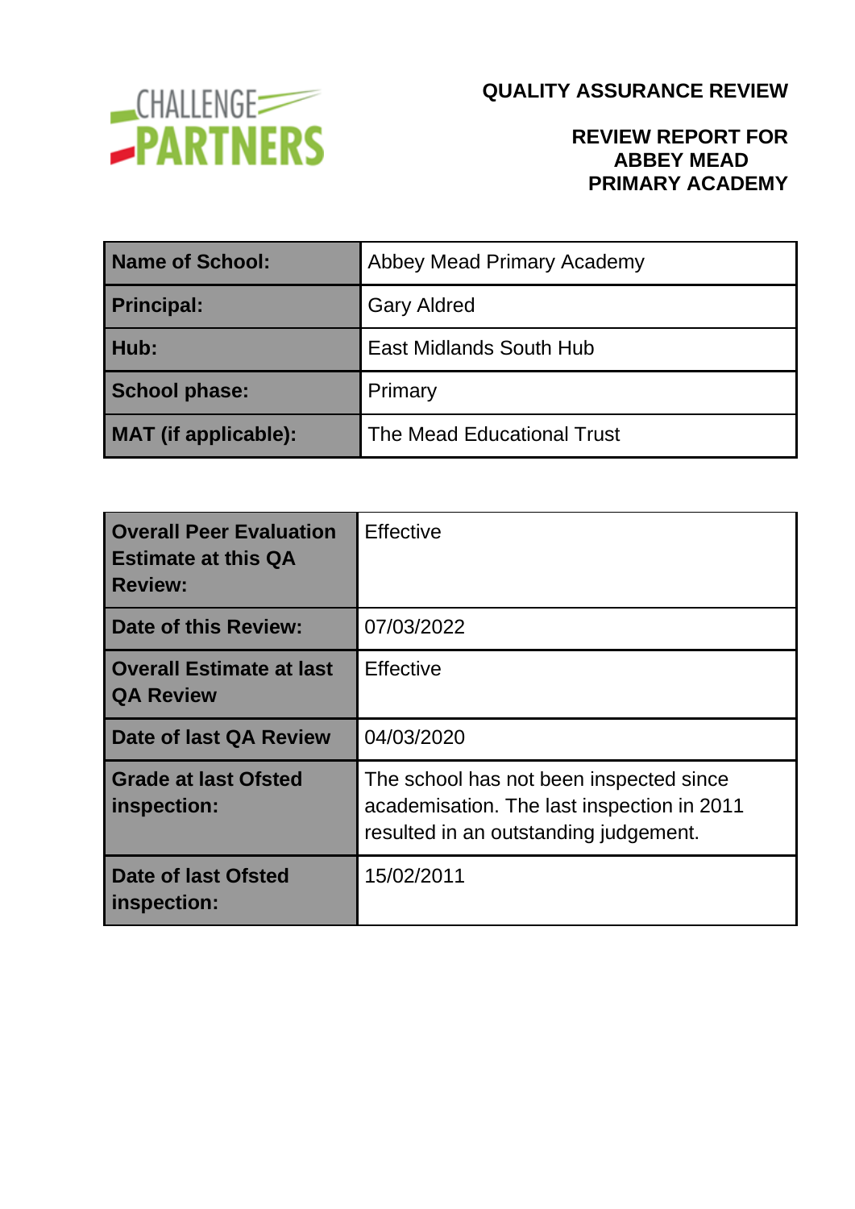CHALLENGE PARTNERS

# QUALITY ASSURANCE REVIEW

## REVIEW REPORT FOR ABBEY MEAD PRIMARY ACADEMY

| | |
|---|---|
| **Name of School:** | Abbey Mead Primary Academy |
| **Principal:** | Gary Aldred |
| **Hub:** | East Midlands South Hub |
| **School phase:** | Primary |
| **MAT (if applicable):** | The Mead Educational Trust |

| | |
|---|---|
| **Overall Peer Evaluation Estimate at this QA Review:** | Effective |
| **Date of this Review:** | 07/03/2022 |
| **Overall Estimate at last QA Review** | Effective |
| **Date of last QA Review** | 04/03/2020 |
| **Grade at last Ofsted inspection:** | The school has not been inspected since academisation. The last inspection in 2011 resulted in an outstanding judgement. |
| **Date of last Ofsted inspection:** | 15/02/2011 |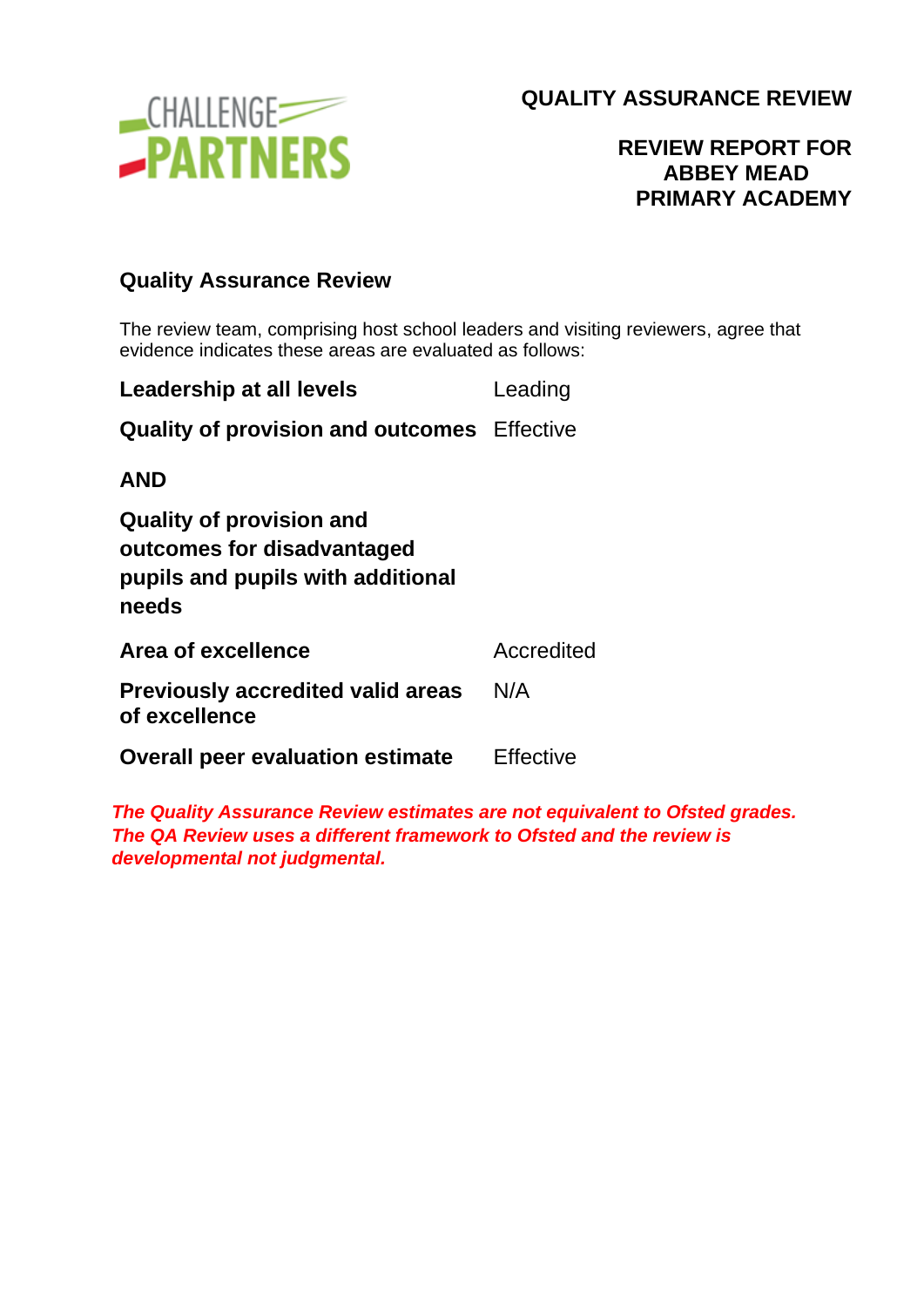**QUALITY ASSURANCE REVIEW**

**REVIEW REPORT FOR ABBEY MEAD PRIMARY ACADEMY**

## Quality Assurance Review

The review team, comprising host school leaders and visiting reviewers, agree that evidence indicates these areas are evaluated as follows:

| | |
|---|---|
| **Leadership at all levels** | Leading |
| **Quality of provision and outcomes** | Effective |
| **AND** | |
| **Quality of provision and outcomes for disadvantaged pupils and pupils with additional needs** | |
| **Area of excellence** | Accredited |
| **Previously accredited valid areas of excellence** | N/A |
| **Overall peer evaluation estimate** | Effective |

***The Quality Assurance Review estimates are not equivalent to Ofsted grades. The QA Review uses a different framework to Ofsted and the review is developmental not judgmental.***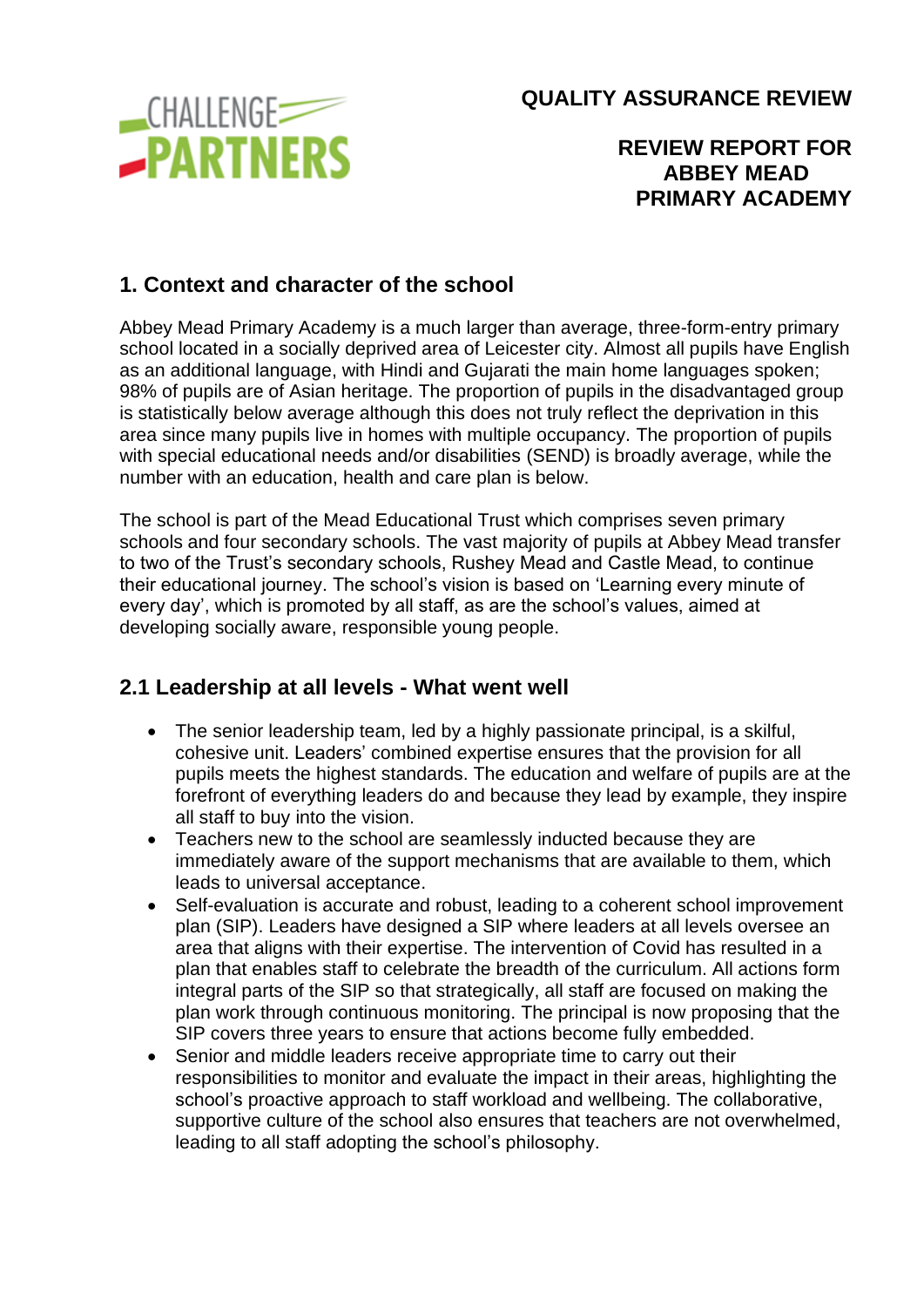# QUALITY ASSURANCE REVIEW

## REVIEW REPORT FOR ABBEY MEAD PRIMARY ACADEMY

## 1. Context and character of the school

Abbey Mead Primary Academy is a much larger than average, three-form-entry primary school located in a socially deprived area of Leicester city. Almost all pupils have English as an additional language, with Hindi and Gujarati the main home languages spoken; 98% of pupils are of Asian heritage. The proportion of pupils in the disadvantaged group is statistically below average although this does not truly reflect the deprivation in this area since many pupils live in homes with multiple occupancy. The proportion of pupils with special educational needs and/or disabilities (SEND) is broadly average, while the number with an education, health and care plan is below.

The school is part of the Mead Educational Trust which comprises seven primary schools and four secondary schools. The vast majority of pupils at Abbey Mead transfer to two of the Trust's secondary schools, Rushey Mead and Castle Mead, to continue their educational journey. The school's vision is based on 'Learning every minute of every day', which is promoted by all staff, as are the school's values, aimed at developing socially aware, responsible young people.

## 2.1 Leadership at all levels - What went well

- The senior leadership team, led by a highly passionate principal, is a skilful, cohesive unit. Leaders' combined expertise ensures that the provision for all pupils meets the highest standards. The education and welfare of pupils are at the forefront of everything leaders do and because they lead by example, they inspire all staff to buy into the vision.
- Teachers new to the school are seamlessly inducted because they are immediately aware of the support mechanisms that are available to them, which leads to universal acceptance.
- Self-evaluation is accurate and robust, leading to a coherent school improvement plan (SIP). Leaders have designed a SIP where leaders at all levels oversee an area that aligns with their expertise. The intervention of Covid has resulted in a plan that enables staff to celebrate the breadth of the curriculum. All actions form integral parts of the SIP so that strategically, all staff are focused on making the plan work through continuous monitoring. The principal is now proposing that the SIP covers three years to ensure that actions become fully embedded.
- Senior and middle leaders receive appropriate time to carry out their responsibilities to monitor and evaluate the impact in their areas, highlighting the school's proactive approach to staff workload and wellbeing. The collaborative, supportive culture of the school also ensures that teachers are not overwhelmed, leading to all staff adopting the school's philosophy.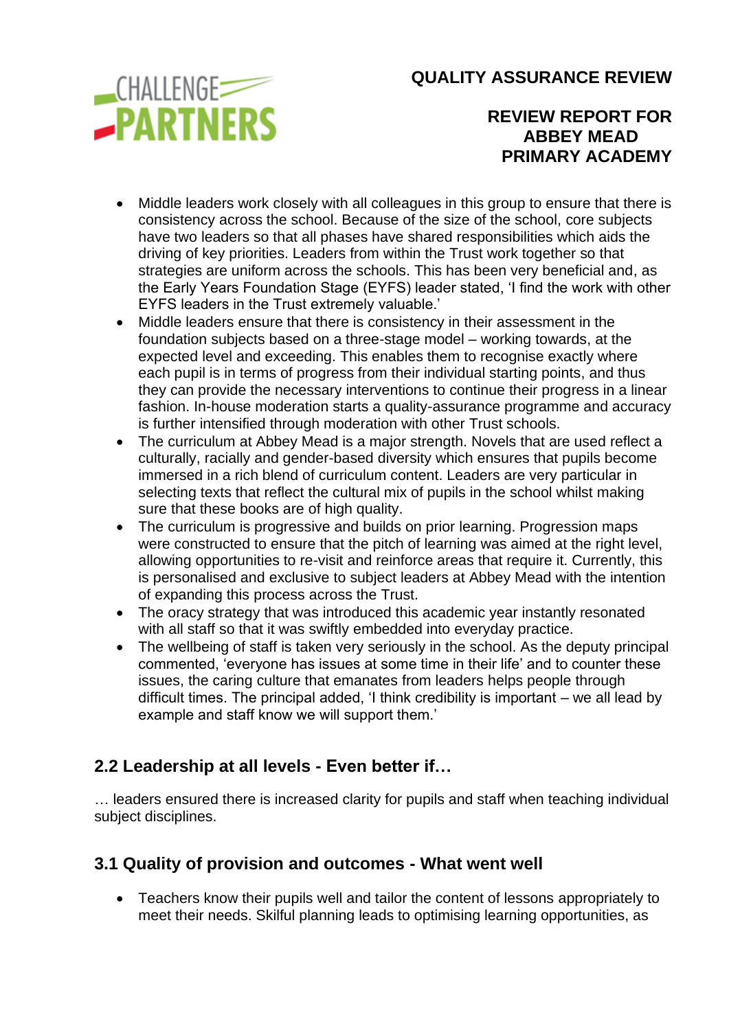- Middle leaders work closely with all colleagues in this group to ensure that there is consistency across the school. Because of the size of the school, core subjects have two leaders so that all phases have shared responsibilities which aids the driving of key priorities. Leaders from within the Trust work together so that strategies are uniform across the schools. This has been very beneficial and, as the Early Years Foundation Stage (EYFS) leader stated, 'I find the work with other EYFS leaders in the Trust extremely valuable.'
- Middle leaders ensure that there is consistency in their assessment in the foundation subjects based on a three-stage model – working towards, at the expected level and exceeding. This enables them to recognise exactly where each pupil is in terms of progress from their individual starting points, and thus they can provide the necessary interventions to continue their progress in a linear fashion. In-house moderation starts a quality-assurance programme and accuracy is further intensified through moderation with other Trust schools.
- The curriculum at Abbey Mead is a major strength. Novels that are used reflect a culturally, racially and gender-based diversity which ensures that pupils become immersed in a rich blend of curriculum content. Leaders are very particular in selecting texts that reflect the cultural mix of pupils in the school whilst making sure that these books are of high quality.
- The curriculum is progressive and builds on prior learning. Progression maps were constructed to ensure that the pitch of learning was aimed at the right level, allowing opportunities to re-visit and reinforce areas that require it. Currently, this is personalised and exclusive to subject leaders at Abbey Mead with the intention of expanding this process across the Trust.
- The oracy strategy that was introduced this academic year instantly resonated with all staff so that it was swiftly embedded into everyday practice.
- The wellbeing of staff is taken very seriously in the school. As the deputy principal commented, 'everyone has issues at some time in their life' and to counter these issues, the caring culture that emanates from leaders helps people through difficult times. The principal added, 'I think credibility is important – we all lead by example and staff know we will support them.'

## 2.2 Leadership at all levels - Even better if…

… leaders ensured there is increased clarity for pupils and staff when teaching individual subject disciplines.

## 3.1 Quality of provision and outcomes - What went well

- Teachers know their pupils well and tailor the content of lessons appropriately to meet their needs. Skilful planning leads to optimising learning opportunities, as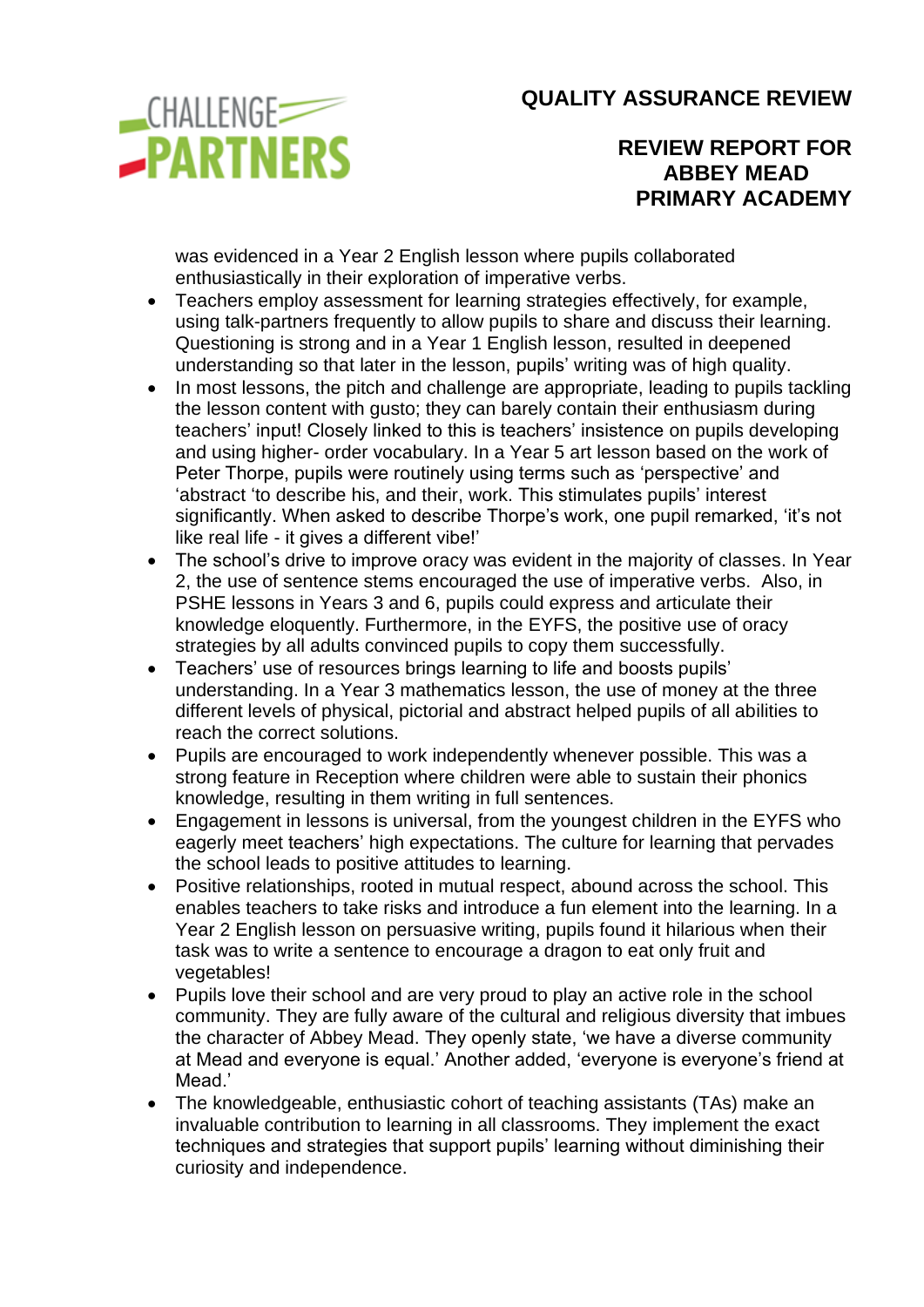was evidenced in a Year 2 English lesson where pupils collaborated enthusiastically in their exploration of imperative verbs.

- Teachers employ assessment for learning strategies effectively, for example, using talk-partners frequently to allow pupils to share and discuss their learning. Questioning is strong and in a Year 1 English lesson, resulted in deepened understanding so that later in the lesson, pupils' writing was of high quality.
- In most lessons, the pitch and challenge are appropriate, leading to pupils tackling the lesson content with gusto; they can barely contain their enthusiasm during teachers' input! Closely linked to this is teachers' insistence on pupils developing and using higher- order vocabulary. In a Year 5 art lesson based on the work of Peter Thorpe, pupils were routinely using terms such as 'perspective' and 'abstract 'to describe his, and their, work. This stimulates pupils' interest significantly. When asked to describe Thorpe's work, one pupil remarked, 'it's not like real life - it gives a different vibe!'
- The school's drive to improve oracy was evident in the majority of classes. In Year 2, the use of sentence stems encouraged the use of imperative verbs. Also, in PSHE lessons in Years 3 and 6, pupils could express and articulate their knowledge eloquently. Furthermore, in the EYFS, the positive use of oracy strategies by all adults convinced pupils to copy them successfully.
- Teachers' use of resources brings learning to life and boosts pupils' understanding. In a Year 3 mathematics lesson, the use of money at the three different levels of physical, pictorial and abstract helped pupils of all abilities to reach the correct solutions.
- Pupils are encouraged to work independently whenever possible. This was a strong feature in Reception where children were able to sustain their phonics knowledge, resulting in them writing in full sentences.
- Engagement in lessons is universal, from the youngest children in the EYFS who eagerly meet teachers' high expectations. The culture for learning that pervades the school leads to positive attitudes to learning.
- Positive relationships, rooted in mutual respect, abound across the school. This enables teachers to take risks and introduce a fun element into the learning. In a Year 2 English lesson on persuasive writing, pupils found it hilarious when their task was to write a sentence to encourage a dragon to eat only fruit and vegetables!
- Pupils love their school and are very proud to play an active role in the school community. They are fully aware of the cultural and religious diversity that imbues the character of Abbey Mead. They openly state, 'we have a diverse community at Mead and everyone is equal.' Another added, 'everyone is everyone's friend at Mead.'
- The knowledgeable, enthusiastic cohort of teaching assistants (TAs) make an invaluable contribution to learning in all classrooms. They implement the exact techniques and strategies that support pupils' learning without diminishing their curiosity and independence.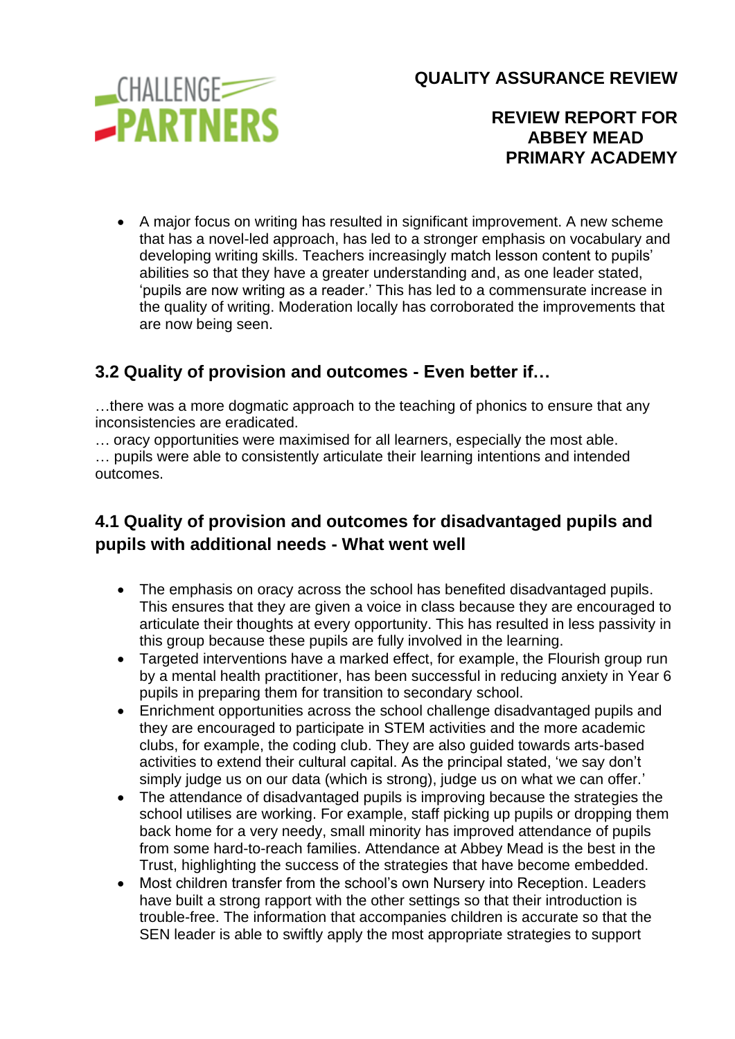- A major focus on writing has resulted in significant improvement. A new scheme that has a novel-led approach, has led to a stronger emphasis on vocabulary and developing writing skills. Teachers increasingly match lesson content to pupils' abilities so that they have a greater understanding and, as one leader stated, 'pupils are now writing as a reader.' This has led to a commensurate increase in the quality of writing. Moderation locally has corroborated the improvements that are now being seen.

## 3.2 Quality of provision and outcomes - Even better if…

…there was a more dogmatic approach to the teaching of phonics to ensure that any inconsistencies are eradicated.

… oracy opportunities were maximised for all learners, especially the most able.

… pupils were able to consistently articulate their learning intentions and intended outcomes.

## 4.1 Quality of provision and outcomes for disadvantaged pupils and pupils with additional needs - What went well

- The emphasis on oracy across the school has benefited disadvantaged pupils. This ensures that they are given a voice in class because they are encouraged to articulate their thoughts at every opportunity. This has resulted in less passivity in this group because these pupils are fully involved in the learning.
- Targeted interventions have a marked effect, for example, the Flourish group run by a mental health practitioner, has been successful in reducing anxiety in Year 6 pupils in preparing them for transition to secondary school.
- Enrichment opportunities across the school challenge disadvantaged pupils and they are encouraged to participate in STEM activities and the more academic clubs, for example, the coding club. They are also guided towards arts-based activities to extend their cultural capital. As the principal stated, 'we say don't simply judge us on our data (which is strong), judge us on what we can offer.'
- The attendance of disadvantaged pupils is improving because the strategies the school utilises are working. For example, staff picking up pupils or dropping them back home for a very needy, small minority has improved attendance of pupils from some hard-to-reach families. Attendance at Abbey Mead is the best in the Trust, highlighting the success of the strategies that have become embedded.
- Most children transfer from the school's own Nursery into Reception. Leaders have built a strong rapport with the other settings so that their introduction is trouble-free. The information that accompanies children is accurate so that the SEN leader is able to swiftly apply the most appropriate strategies to support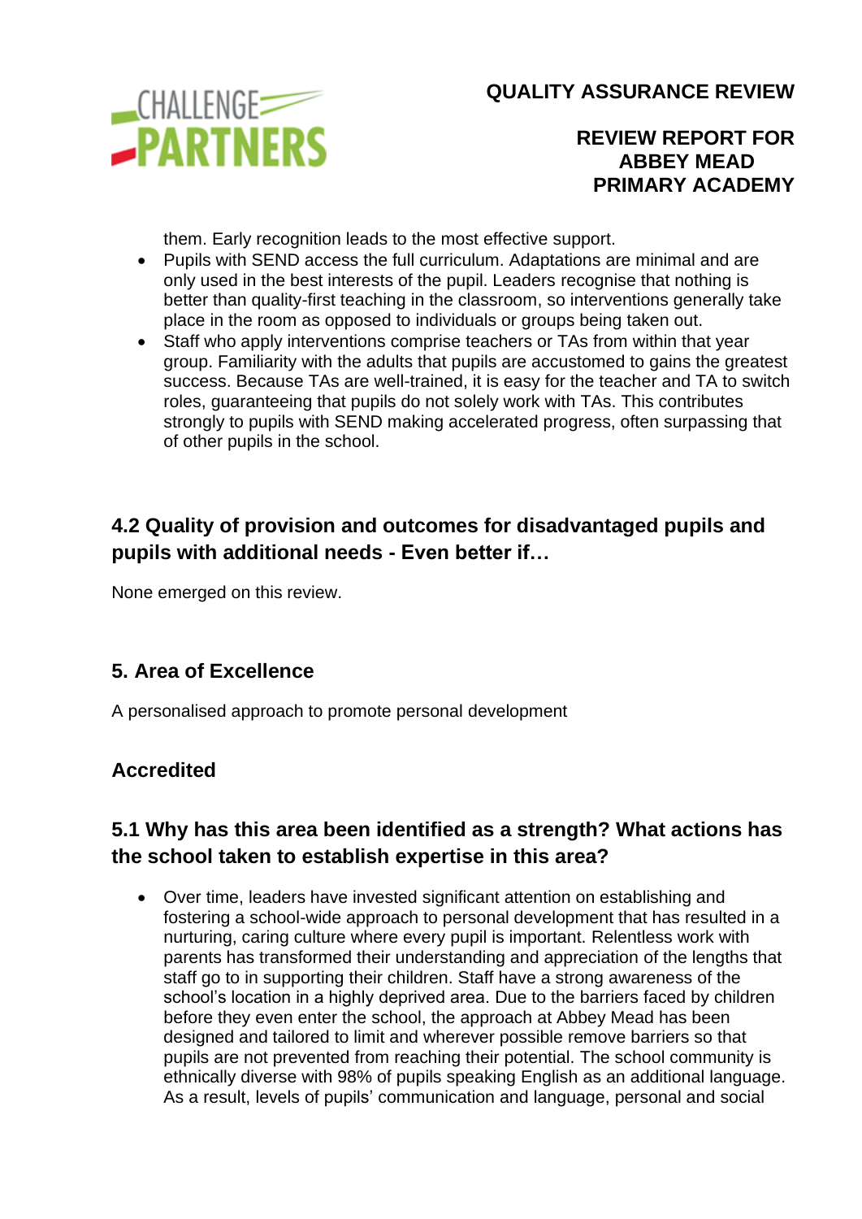them. Early recognition leads to the most effective support.

- Pupils with SEND access the full curriculum. Adaptations are minimal and are only used in the best interests of the pupil. Leaders recognise that nothing is better than quality-first teaching in the classroom, so interventions generally take place in the room as opposed to individuals or groups being taken out.
- Staff who apply interventions comprise teachers or TAs from within that year group. Familiarity with the adults that pupils are accustomed to gains the greatest success. Because TAs are well-trained, it is easy for the teacher and TA to switch roles, guaranteeing that pupils do not solely work with TAs. This contributes strongly to pupils with SEND making accelerated progress, often surpassing that of other pupils in the school.

## 4.2 Quality of provision and outcomes for disadvantaged pupils and pupils with additional needs - Even better if…

None emerged on this review.

## 5. Area of Excellence

A personalised approach to promote personal development

## Accredited

## 5.1 Why has this area been identified as a strength? What actions has the school taken to establish expertise in this area?

- Over time, leaders have invested significant attention on establishing and fostering a school-wide approach to personal development that has resulted in a nurturing, caring culture where every pupil is important. Relentless work with parents has transformed their understanding and appreciation of the lengths that staff go to in supporting their children. Staff have a strong awareness of the school's location in a highly deprived area. Due to the barriers faced by children before they even enter the school, the approach at Abbey Mead has been designed and tailored to limit and wherever possible remove barriers so that pupils are not prevented from reaching their potential. The school community is ethnically diverse with 98% of pupils speaking English as an additional language. As a result, levels of pupils' communication and language, personal and social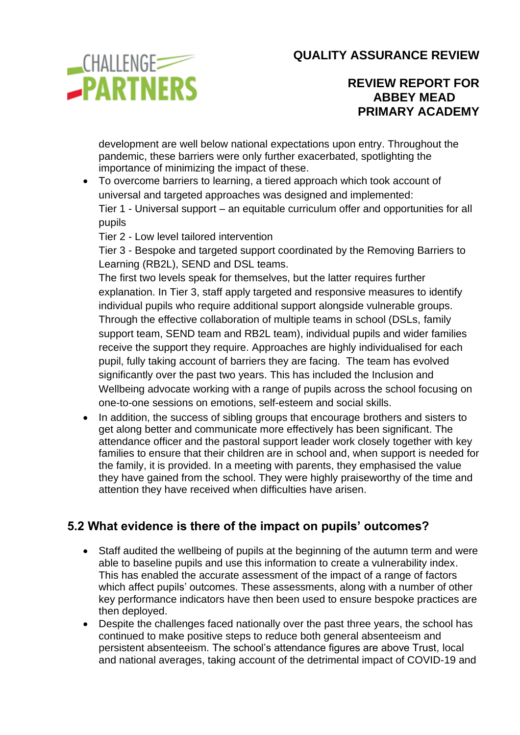development are well below national expectations upon entry. Throughout the pandemic, these barriers were only further exacerbated, spotlighting the importance of minimizing the impact of these.

- To overcome barriers to learning, a tiered approach which took account of universal and targeted approaches was designed and implemented:
  Tier 1 - Universal support – an equitable curriculum offer and opportunities for all pupils
  Tier 2 - Low level tailored intervention
  Tier 3 - Bespoke and targeted support coordinated by the Removing Barriers to Learning (RB2L), SEND and DSL teams.
  The first two levels speak for themselves, but the latter requires further explanation. In Tier 3, staff apply targeted and responsive measures to identify individual pupils who require additional support alongside vulnerable groups. Through the effective collaboration of multiple teams in school (DSLs, family support team, SEND team and RB2L team), individual pupils and wider families receive the support they require. Approaches are highly individualised for each pupil, fully taking account of barriers they are facing. The team has evolved significantly over the past two years. This has included the Inclusion and Wellbeing advocate working with a range of pupils across the school focusing on one-to-one sessions on emotions, self-esteem and social skills.
- In addition, the success of sibling groups that encourage brothers and sisters to get along better and communicate more effectively has been significant. The attendance officer and the pastoral support leader work closely together with key families to ensure that their children are in school and, when support is needed for the family, it is provided. In a meeting with parents, they emphasised the value they have gained from the school. They were highly praiseworthy of the time and attention they have received when difficulties have arisen.

## 5.2 What evidence is there of the impact on pupils' outcomes?

- Staff audited the wellbeing of pupils at the beginning of the autumn term and were able to baseline pupils and use this information to create a vulnerability index. This has enabled the accurate assessment of the impact of a range of factors which affect pupils' outcomes. These assessments, along with a number of other key performance indicators have then been used to ensure bespoke practices are then deployed.
- Despite the challenges faced nationally over the past three years, the school has continued to make positive steps to reduce both general absenteeism and persistent absenteeism. The school's attendance figures are above Trust, local and national averages, taking account of the detrimental impact of COVID-19 and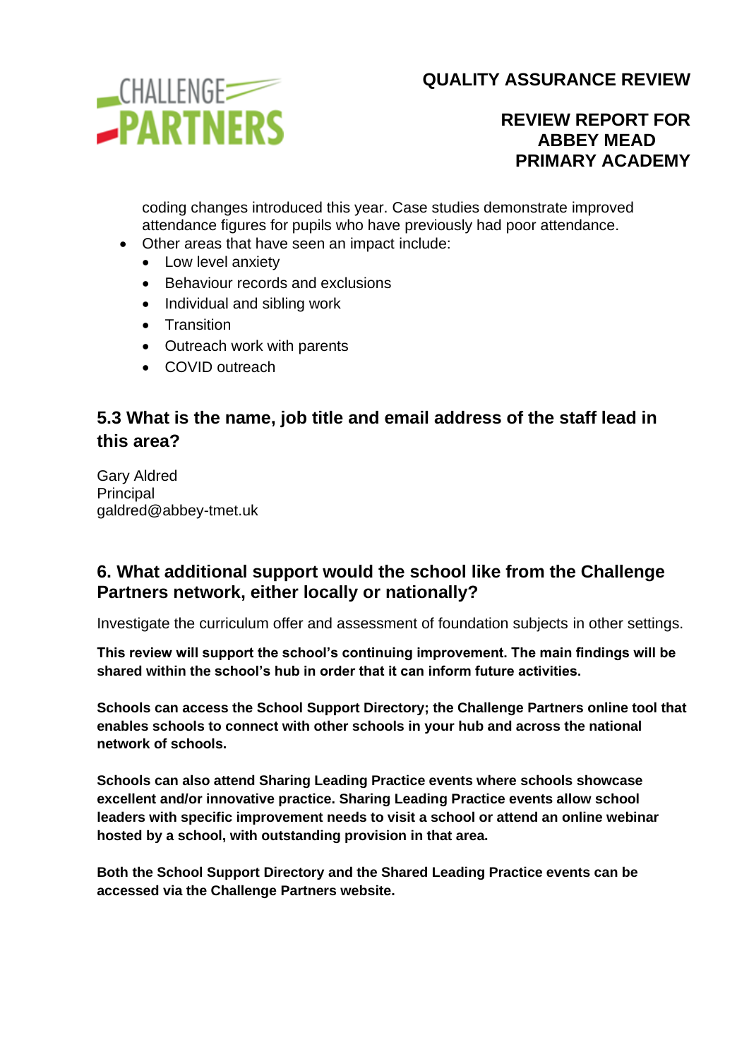coding changes introduced this year. Case studies demonstrate improved attendance figures for pupils who have previously had poor attendance.

- Other areas that have seen an impact include:
  - Low level anxiety
  - Behaviour records and exclusions
  - Individual and sibling work
  - Transition
  - Outreach work with parents
  - COVID outreach

### 5.3 What is the name, job title and email address of the staff lead in this area?

Gary Aldred
Principal
galdred@abbey-tmet.uk

## 6. What additional support would the school like from the Challenge Partners network, either locally or nationally?

Investigate the curriculum offer and assessment of foundation subjects in other settings.

**This review will support the school's continuing improvement. The main findings will be shared within the school's hub in order that it can inform future activities.**

**Schools can access the School Support Directory; the Challenge Partners online tool that enables schools to connect with other schools in your hub and across the national network of schools.**

**Schools can also attend Sharing Leading Practice events where schools showcase excellent and/or innovative practice. Sharing Leading Practice events allow school leaders with specific improvement needs to visit a school or attend an online webinar hosted by a school, with outstanding provision in that area.**

**Both the School Support Directory and the Shared Leading Practice events can be accessed via the Challenge Partners website.**